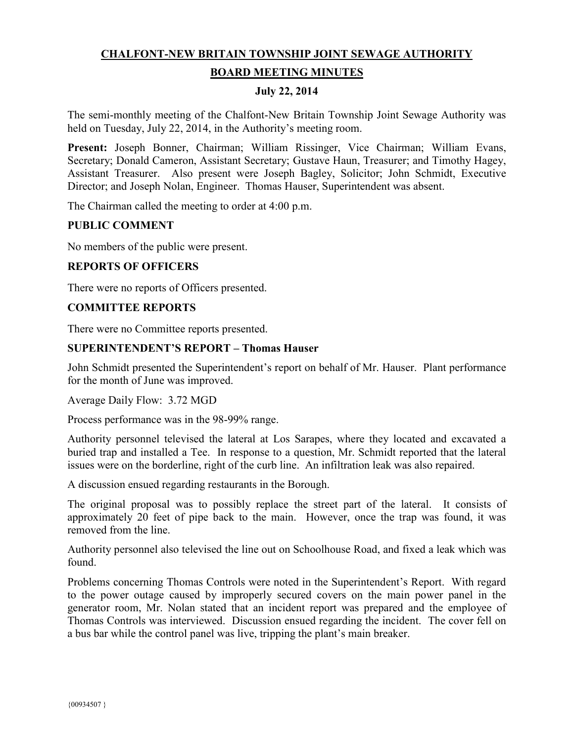# CHALFONT-NEW BRITAIN TOWNSHIP JOINT SEWAGE AUTHORITY

## BOARD MEETING MINUTES

### July 22, 2014

The semi-monthly meeting of the Chalfont-New Britain Township Joint Sewage Authority was held on Tuesday, July 22, 2014, in the Authority's meeting room.

**Present:** Joseph Bonner, Chairman; William Rissinger, Vice Chairman; William Evans, Secretary; Donald Cameron, Assistant Secretary; Gustave Haun, Treasurer; and Timothy Hagey, Assistant Treasurer. Also present were Joseph Bagley, Solicitor; John Schmidt, Executive Director; and Joseph Nolan, Engineer. Thomas Hauser, Superintendent was absent.

The Chairman called the meeting to order at 4:00 p.m.

**PUBLIC COMMENT**

No members of the public were present.

**REPORTS OF OFFICERS**

There were no reports of Officers presented.

**COMMITTEE REPORTS**

There were no Committee reports presented.

**SUPERINTENDENT'S REPORT – Thomas Hauser**

John Schmidt presented the Superintendent's report on behalf of Mr. Hauser. Plant performance for the month of June was improved.

Average Daily Flow: 3.72 MGD

Process performance was in the 98-99% range.

Authority personnel televised the lateral at Los Sarapes, where they located and excavated a buried trap and installed a Tee. In response to a question, Mr. Schmidt reported that the lateral issues were on the borderline, right of the curb line. An infiltration leak was also repaired.

A discussion ensued regarding restaurants in the Borough.

The original proposal was to possibly replace the street part of the lateral. It consists of approximately 20 feet of pipe back to the main. However, once the trap was found, it was removed from the line.

Authority personnel also televised the line out on Schoolhouse Road, and fixed a leak which was found.

Problems concerning Thomas Controls were noted in the Superintendent's Report. With regard to the power outage caused by improperly secured covers on the main power panel in the generator room, Mr. Nolan stated that an incident report was prepared and the employee of Thomas Controls was interviewed. Discussion ensued regarding the incident. The cover fell on a bus bar while the control panel was live, tripping the plant's main breaker.

{00934507 }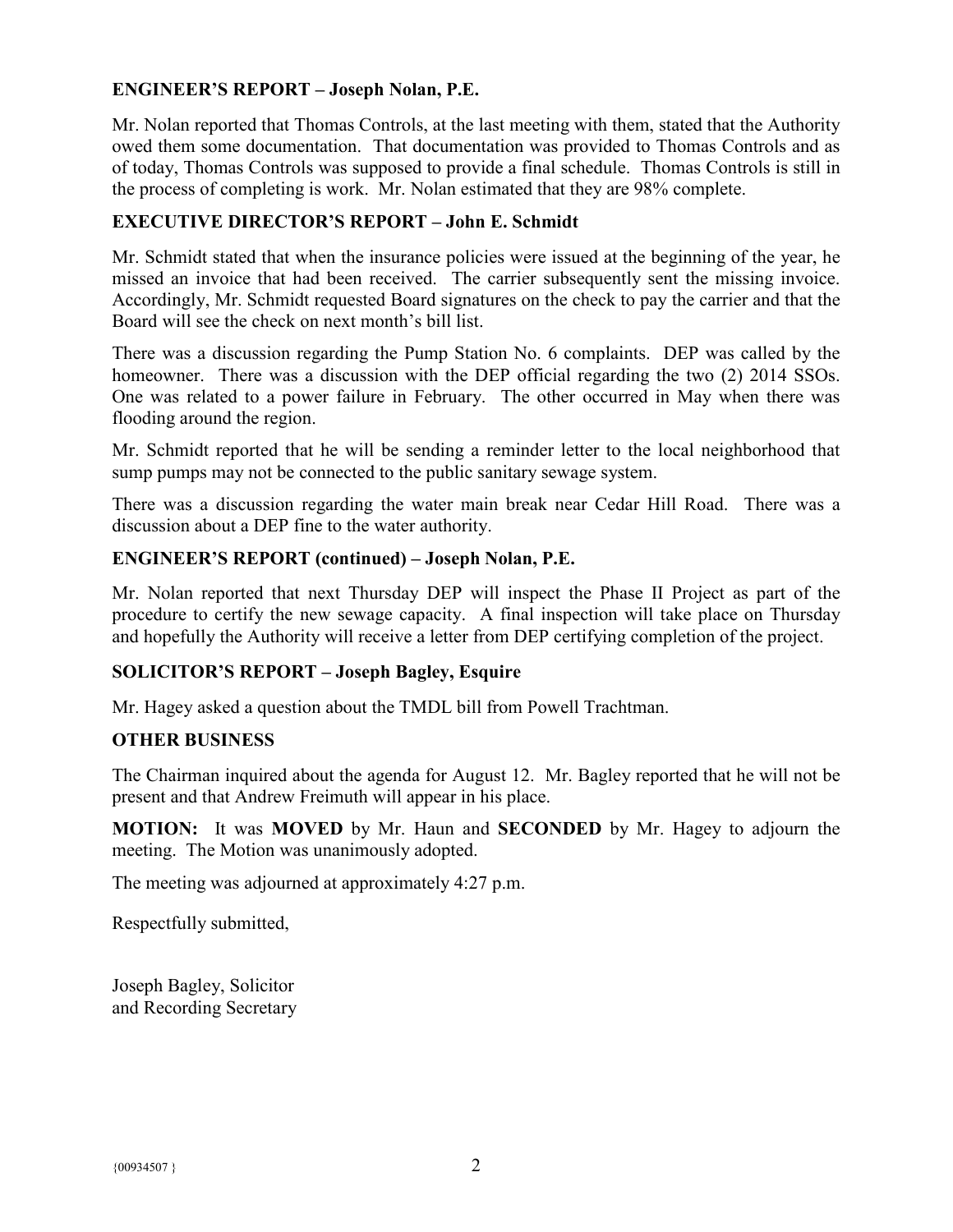**ENGINEER'S REPORT – Joseph Nolan, P.E.**

Mr. Nolan reported that Thomas Controls, at the last meeting with them, stated that the Authority owed them some documentation. That documentation was provided to Thomas Controls and as of today, Thomas Controls was supposed to provide a final schedule. Thomas Controls is still in the process of completing is work. Mr. Nolan estimated that they are 98% complete.

**EXECUTIVE DIRECTOR'S REPORT – John E. Schmidt**

Mr. Schmidt stated that when the insurance policies were issued at the beginning of the year, he missed an invoice that had been received. The carrier subsequently sent the missing invoice. Accordingly, Mr. Schmidt requested Board signatures on the check to pay the carrier and that the Board will see the check on next month's bill list.

There was a discussion regarding the Pump Station No. 6 complaints. DEP was called by the homeowner. There was a discussion with the DEP official regarding the two (2) 2014 SSOs. One was related to a power failure in February. The other occurred in May when there was flooding around the region.

Mr. Schmidt reported that he will be sending a reminder letter to the local neighborhood that sump pumps may not be connected to the public sanitary sewage system.

There was a discussion regarding the water main break near Cedar Hill Road. There was a discussion about a DEP fine to the water authority.

**ENGINEER'S REPORT (continued) – Joseph Nolan, P.E.**

Mr. Nolan reported that next Thursday DEP will inspect the Phase II Project as part of the procedure to certify the new sewage capacity. A final inspection will take place on Thursday and hopefully the Authority will receive a letter from DEP certifying completion of the project.

**SOLICITOR'S REPORT – Joseph Bagley, Esquire**

Mr. Hagey asked a question about the TMDL bill from Powell Trachtman.

**OTHER BUSINESS**

The Chairman inquired about the agenda for August 12. Mr. Bagley reported that he will not be present and that Andrew Freimuth will appear in his place.

**MOTION:** It was **MOVED** by Mr. Haun and **SECONDED** by Mr. Hagey to adjourn the meeting. The Motion was unanimously adopted.

The meeting was adjourned at approximately 4:27 p.m.

Respectfully submitted,

Joseph Bagley, Solicitor
and Recording Secretary

{00934507 }